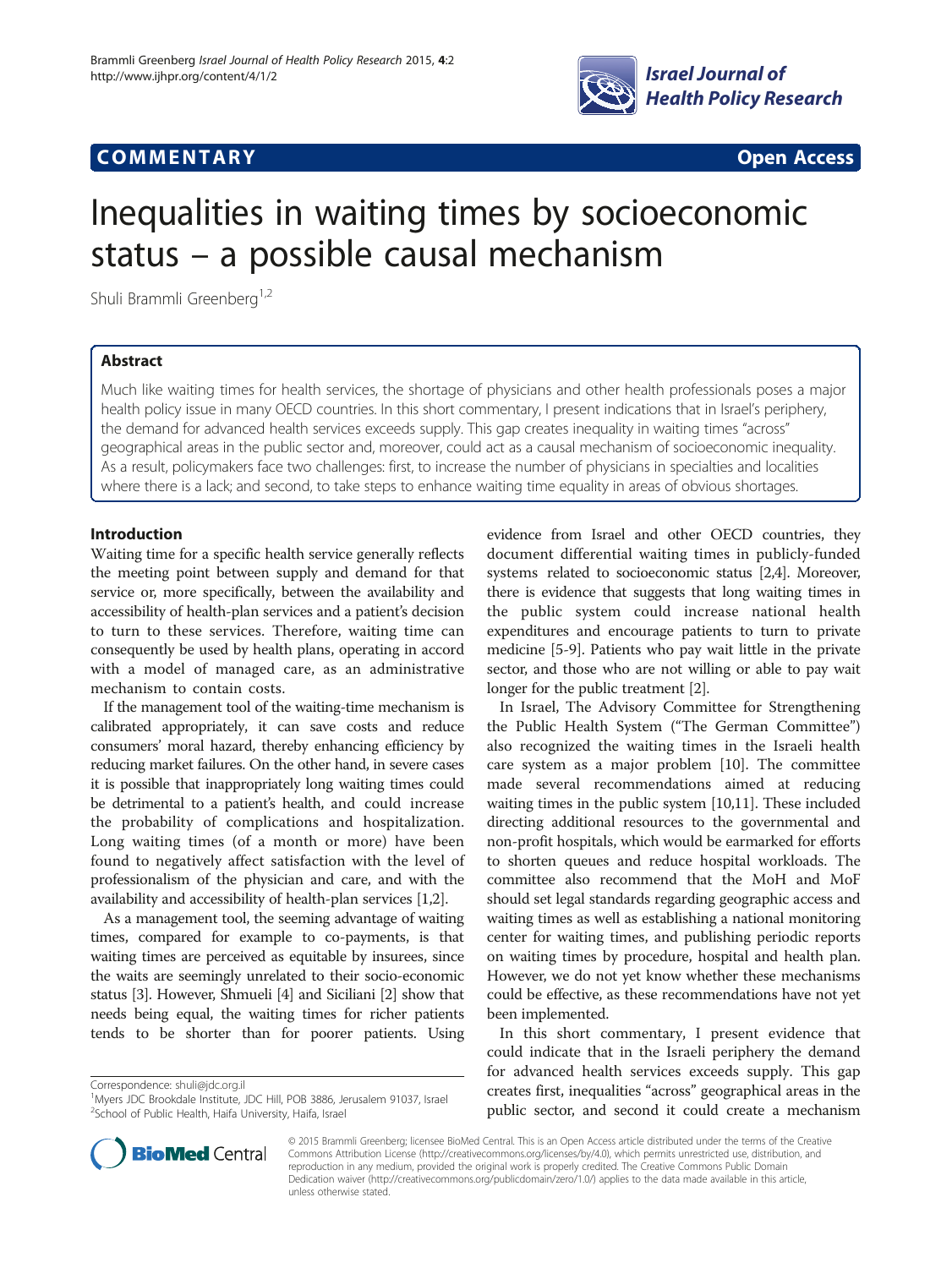**COMMENTARY** **Open Access**

# Inequalities in waiting times by socioeconomic status – a possible causal mechanism

Shuli Brammli Greenberg[1,2]

## Abstract

Much like waiting times for health services, the shortage of physicians and other health professionals poses a major health policy issue in many OECD countries. In this short commentary, I present indications that in Israel's periphery, the demand for advanced health services exceeds supply. This gap creates inequality in waiting times "across" geographical areas in the public sector and, moreover, could act as a causal mechanism of socioeconomic inequality. As a result, policymakers face two challenges: first, to increase the number of physicians in specialties and localities where there is a lack; and second, to take steps to enhance waiting time equality in areas of obvious shortages.

## Introduction

Waiting time for a specific health service generally reflects the meeting point between supply and demand for that service or, more specifically, between the availability and accessibility of health-plan services and a patient's decision to turn to these services. Therefore, waiting time can consequently be used by health plans, operating in accord with a model of managed care, as an administrative mechanism to contain costs.

If the management tool of the waiting-time mechanism is calibrated appropriately, it can save costs and reduce consumers' moral hazard, thereby enhancing efficiency by reducing market failures. On the other hand, in severe cases it is possible that inappropriately long waiting times could be detrimental to a patient's health, and could increase the probability of complications and hospitalization. Long waiting times (of a month or more) have been found to negatively affect satisfaction with the level of professionalism of the physician and care, and with the availability and accessibility of health-plan services [1,2].

As a management tool, the seeming advantage of waiting times, compared for example to co-payments, is that waiting times are perceived as equitable by insurees, since the waits are seemingly unrelated to their socio-economic status [3]. However, Shmueli [4] and Siciliani [2] show that needs being equal, the waiting times for richer patients tends to be shorter than for poorer patients. Using evidence from Israel and other OECD countries, they document differential waiting times in publicly-funded systems related to socioeconomic status [2,4]. Moreover, there is evidence that suggests that long waiting times in the public system could increase national health expenditures and encourage patients to turn to private medicine [5-9]. Patients who pay wait little in the private sector, and those who are not willing or able to pay wait longer for the public treatment [2].

In Israel, The Advisory Committee for Strengthening the Public Health System ("The German Committee") also recognized the waiting times in the Israeli health care system as a major problem [10]. The committee made several recommendations aimed at reducing waiting times in the public system [10,11]. These included directing additional resources to the governmental and non-profit hospitals, which would be earmarked for efforts to shorten queues and reduce hospital workloads. The committee also recommend that the MoH and MoF should set legal standards regarding geographic access and waiting times as well as establishing a national monitoring center for waiting times, and publishing periodic reports on waiting times by procedure, hospital and health plan. However, we do not yet know whether these mechanisms could be effective, as these recommendations have not yet been implemented.

In this short commentary, I present evidence that could indicate that in the Israeli periphery the demand for advanced health services exceeds supply. This gap creates first, inequalities "across" geographical areas in the public sector, and second it could create a mechanism

Correspondence: shuli@jdc.org.il
[1]Myers JDC Brookdale Institute, JDC Hill, POB 3886, Jerusalem 91037, Israel
[2]School of Public Health, Haifa University, Haifa, Israel

© 2015 Brammli Greenberg; licensee BioMed Central. This is an Open Access article distributed under the terms of the Creative Commons Attribution License (http://creativecommons.org/licenses/by/4.0), which permits unrestricted use, distribution, and reproduction in any medium, provided the original work is properly credited. The Creative Commons Public Domain Dedication waiver (http://creativecommons.org/publicdomain/zero/1.0/) applies to the data made available in this article, unless otherwise stated.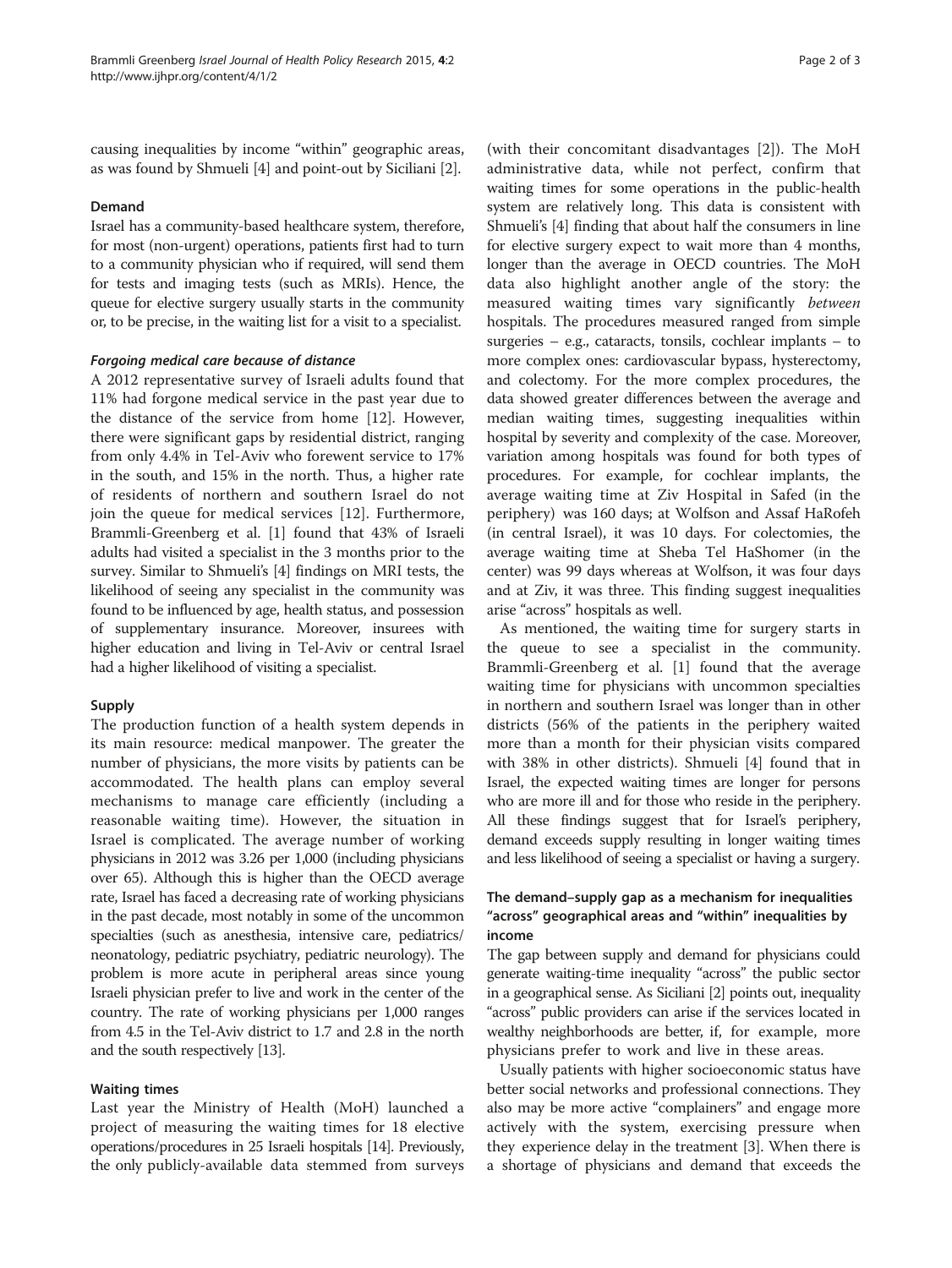causing inequalities by income "within" geographic areas, as was found by Shmueli [4] and point-out by Siciliani [2].

### Demand

Israel has a community-based healthcare system, therefore, for most (non-urgent) operations, patients first had to turn to a community physician who if required, will send them for tests and imaging tests (such as MRIs). Hence, the queue for elective surgery usually starts in the community or, to be precise, in the waiting list for a visit to a specialist.

#### *Forgoing medical care because of distance*

A 2012 representative survey of Israeli adults found that 11% had forgone medical service in the past year due to the distance of the service from home [12]. However, there were significant gaps by residential district, ranging from only 4.4% in Tel-Aviv who forewent service to 17% in the south, and 15% in the north. Thus, a higher rate of residents of northern and southern Israel do not join the queue for medical services [12]. Furthermore, Brammli-Greenberg et al. [1] found that 43% of Israeli adults had visited a specialist in the 3 months prior to the survey. Similar to Shmueli's [4] findings on MRI tests, the likelihood of seeing any specialist in the community was found to be influenced by age, health status, and possession of supplementary insurance. Moreover, insurees with higher education and living in Tel-Aviv or central Israel had a higher likelihood of visiting a specialist.

### Supply

The production function of a health system depends in its main resource: medical manpower. The greater the number of physicians, the more visits by patients can be accommodated. The health plans can employ several mechanisms to manage care efficiently (including a reasonable waiting time). However, the situation in Israel is complicated. The average number of working physicians in 2012 was 3.26 per 1,000 (including physicians over 65). Although this is higher than the OECD average rate, Israel has faced a decreasing rate of working physicians in the past decade, most notably in some of the uncommon specialties (such as anesthesia, intensive care, pediatrics/neonatology, pediatric psychiatry, pediatric neurology). The problem is more acute in peripheral areas since young Israeli physician prefer to live and work in the center of the country. The rate of working physicians per 1,000 ranges from 4.5 in the Tel-Aviv district to 1.7 and 2.8 in the north and the south respectively [13].

### Waiting times

Last year the Ministry of Health (MoH) launched a project of measuring the waiting times for 18 elective operations/procedures in 25 Israeli hospitals [14]. Previously, the only publicly-available data stemmed from surveys (with their concomitant disadvantages [2]). The MoH administrative data, while not perfect, confirm that waiting times for some operations in the public-health system are relatively long. This data is consistent with Shmueli's [4] finding that about half the consumers in line for elective surgery expect to wait more than 4 months, longer than the average in OECD countries. The MoH data also highlight another angle of the story: the measured waiting times vary significantly *between* hospitals. The procedures measured ranged from simple surgeries – e.g., cataracts, tonsils, cochlear implants – to more complex ones: cardiovascular bypass, hysterectomy, and colectomy. For the more complex procedures, the data showed greater differences between the average and median waiting times, suggesting inequalities within hospital by severity and complexity of the case. Moreover, variation among hospitals was found for both types of procedures. For example, for cochlear implants, the average waiting time at Ziv Hospital in Safed (in the periphery) was 160 days; at Wolfson and Assaf HaRofeh (in central Israel), it was 10 days. For colectomies, the average waiting time at Sheba Tel HaShomer (in the center) was 99 days whereas at Wolfson, it was four days and at Ziv, it was three. This finding suggest inequalities arise "across" hospitals as well.

As mentioned, the waiting time for surgery starts in the queue to see a specialist in the community. Brammli-Greenberg et al. [1] found that the average waiting time for physicians with uncommon specialties in northern and southern Israel was longer than in other districts (56% of the patients in the periphery waited more than a month for their physician visits compared with 38% in other districts). Shmueli [4] found that in Israel, the expected waiting times are longer for persons who are more ill and for those who reside in the periphery. All these findings suggest that for Israel's periphery, demand exceeds supply resulting in longer waiting times and less likelihood of seeing a specialist or having a surgery.

## The demand–supply gap as a mechanism for inequalities "across" geographical areas and "within" inequalities by income

The gap between supply and demand for physicians could generate waiting-time inequality "across" the public sector in a geographical sense. As Siciliani [2] points out, inequality "across" public providers can arise if the services located in wealthy neighborhoods are better, if, for example, more physicians prefer to work and live in these areas.

Usually patients with higher socioeconomic status have better social networks and professional connections. They also may be more active "complainers" and engage more actively with the system, exercising pressure when they experience delay in the treatment [3]. When there is a shortage of physicians and demand that exceeds the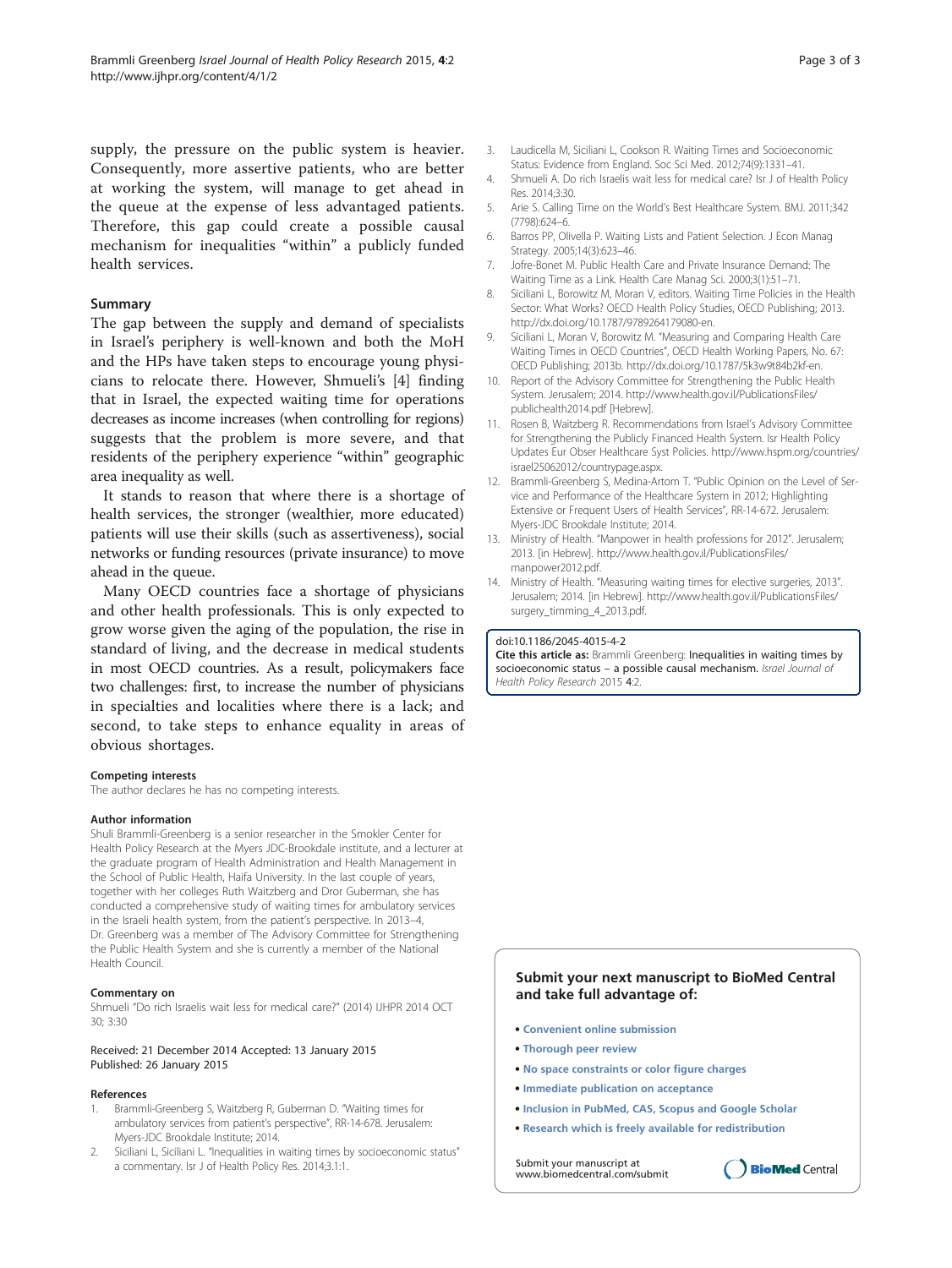supply, the pressure on the public system is heavier. Consequently, more assertive patients, who are better at working the system, will manage to get ahead in the queue at the expense of less advantaged patients. Therefore, this gap could create a possible causal mechanism for inequalities "within" a publicly funded health services.

## Summary

The gap between the supply and demand of specialists in Israel's periphery is well-known and both the MoH and the HPs have taken steps to encourage young physicians to relocate there. However, Shmueli's [4] finding that in Israel, the expected waiting time for operations decreases as income increases (when controlling for regions) suggests that the problem is more severe, and that residents of the periphery experience "within" geographic area inequality as well.

It stands to reason that where there is a shortage of health services, the stronger (wealthier, more educated) patients will use their skills (such as assertiveness), social networks or funding resources (private insurance) to move ahead in the queue.

Many OECD countries face a shortage of physicians and other health professionals. This is only expected to grow worse given the aging of the population, the rise in standard of living, and the decrease in medical students in most OECD countries. As a result, policymakers face two challenges: first, to increase the number of physicians in specialties and localities where there is a lack; and second, to take steps to enhance equality in areas of obvious shortages.

### Competing interests

The author declares he has no competing interests.

### Author information

Shuli Brammli-Greenberg is a senior researcher in the Smokler Center for Health Policy Research at the Myers JDC-Brookdale institute, and a lecturer at the graduate program of Health Administration and Health Management in the School of Public Health, Haifa University. In the last couple of years, together with her colleges Ruth Waitzberg and Dror Guberman, she has conducted a comprehensive study of waiting times for ambulatory services in the Israeli health system, from the patient's perspective. In 2013–4, Dr. Greenberg was a member of The Advisory Committee for Strengthening the Public Health System and she is currently a member of the National Health Council.

### Commentary on

Shmueli "Do rich Israelis wait less for medical care?" (2014) IJHPR 2014 OCT 30; 3:30

Received: 21 December 2014 Accepted: 13 January 2015
Published: 26 January 2015

### References

1. Brammli-Greenberg S, Waitzberg R, Guberman D. "Waiting times for ambulatory services from patient's perspective", RR-14-678. Jerusalem: Myers-JDC Brookdale Institute; 2014.
2. Siciliani L, Siciliani L. "Inequalities in waiting times by socioeconomic status" a commentary. Isr J of Health Policy Res. 2014;3.1:1.
3. Laudicella M, Siciliani L, Cookson R. Waiting Times and Socioeconomic Status: Evidence from England. Soc Sci Med. 2012;74(9):1331–41.
4. Shmueli A. Do rich Israelis wait less for medical care? Isr J of Health Policy Res. 2014;3:30.
5. Arie S. Calling Time on the World's Best Healthcare System. BMJ. 2011;342 (7798):624–6.
6. Barros PP, Olivella P. Waiting Lists and Patient Selection. J Econ Manag Strategy. 2005;14(3):623–46.
7. Jofre-Bonet M. Public Health Care and Private Insurance Demand: The Waiting Time as a Link. Health Care Manag Sci. 2000;3(1):51–71.
8. Siciliani L, Borowitz M, Moran V, editors. Waiting Time Policies in the Health Sector: What Works? OECD Health Policy Studies, OECD Publishing; 2013. http://dx.doi.org/10.1787/9789264179080-en.
9. Siciliani L, Moran V, Borowitz M. "Measuring and Comparing Health Care Waiting Times in OECD Countries", OECD Health Working Papers, No. 67: OECD Publishing; 2013b. http://dx.doi.org/10.1787/5k3w9t84b2kf-en.
10. Report of the Advisory Committee for Strengthening the Public Health System. Jerusalem; 2014. http://www.health.gov.il/PublicationsFiles/publichealth2014.pdf [Hebrew].
11. Rosen B, Waitzberg R. Recommendations from Israel's Advisory Committee for Strengthening the Publicly Financed Health System. Isr Health Policy Updates Eur Obser Healthcare Syst Policies. http://www.hspm.org/countries/israel25062012/countrypage.aspx.
12. Brammli-Greenberg S, Medina-Artom T. "Public Opinion on the Level of Service and Performance of the Healthcare System in 2012; Highlighting Extensive or Frequent Users of Health Services", RR-14-672. Jerusalem: Myers-JDC Brookdale Institute; 2014.
13. Ministry of Health. "Manpower in health professions for 2012". Jerusalem; 2013. [in Hebrew]. http://www.health.gov.il/PublicationsFiles/manpower2012.pdf.
14. Ministry of Health. "Measuring waiting times for elective surgeries, 2013". Jerusalem; 2014. [in Hebrew]. http://www.health.gov.il/PublicationsFiles/surgery_timming_4_2013.pdf.

doi:10.1186/2045-4015-4-2
**Cite this article as:** Brammli Greenberg: Inequalities in waiting times by socioeconomic status – a possible causal mechanism. *Israel Journal of Health Policy Research* 2015 **4**:2.

**Submit your next manuscript to BioMed Central and take full advantage of:**

- Convenient online submission
- Thorough peer review
- No space constraints or color figure charges
- Immediate publication on acceptance
- Inclusion in PubMed, CAS, Scopus and Google Scholar
- Research which is freely available for redistribution

Submit your manuscript at
www.biomedcentral.com/submit